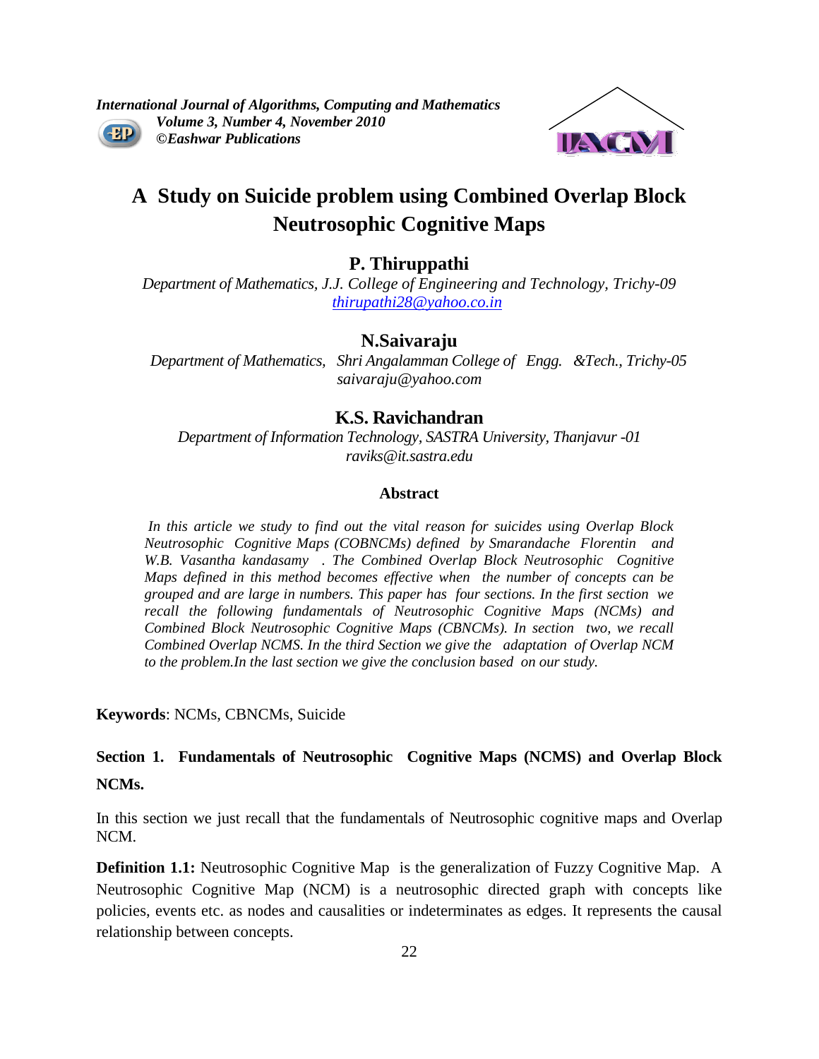# A Study on Suicide problem using Combined Overlap Block Neutrosophic Cognitive Maps

**P. Thiruppathi**

*Department of Mathematics, J.J. College of Engineering and Technology, Trichy-09*
*thirupathi28@yahoo.co.in*

**N.Saivaraju**

*Department of Mathematics, Shri Angalamman College of Engg. &Tech., Trichy-05*
*saivaraju@yahoo.com*

**K.S. Ravichandran**

*Department of Information Technology, SASTRA University, Thanjavur -01*
*raviks@it.sastra.edu*

## Abstract

*In this article we study to find out the vital reason for suicides using Overlap Block Neutrosophic Cognitive Maps (COBNCMs) defined by Smarandache Florentin and W.B. Vasantha kandasamy . The Combined Overlap Block Neutrosophic Cognitive Maps defined in this method becomes effective when the number of concepts can be grouped and are large in numbers. This paper has four sections. In the first section we recall the following fundamentals of Neutrosophic Cognitive Maps (NCMs) and Combined Block Neutrosophic Cognitive Maps (CBNCMs). In section two, we recall Combined Overlap NCMS. In the third Section we give the adaptation of Overlap NCM to the problem.In the last section we give the conclusion based on our study.*

**Keywords**: NCMs, CBNCMs, Suicide

## Section 1. Fundamentals of Neutrosophic Cognitive Maps (NCMS) and Overlap Block NCMs.

In this section we just recall that the fundamentals of Neutrosophic cognitive maps and Overlap NCM.

**Definition 1.1:** Neutrosophic Cognitive Map is the generalization of Fuzzy Cognitive Map. A Neutrosophic Cognitive Map (NCM) is a neutrosophic directed graph with concepts like policies, events etc. as nodes and causalities or indeterminates as edges. It represents the causal relationship between concepts.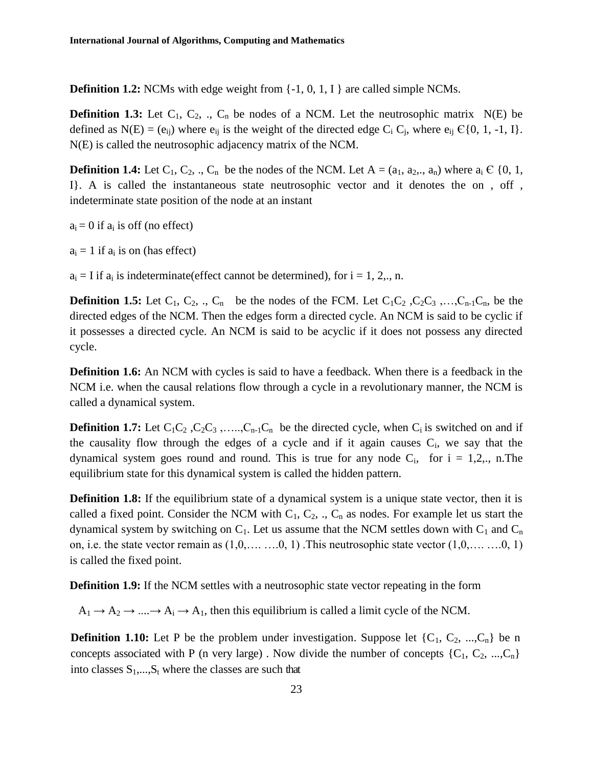**Definition 1.2:** NCMs with edge weight from {-1, 0, 1, I } are called simple NCMs.

**Definition 1.3:** Let $C_1$, $C_2$, ., $C_n$ be nodes of a NCM. Let the neutrosophic matrix N(E) be defined as N(E) = ($e_{ij}$) where $e_{ij}$ is the weight of the directed edge $C_i$ $C_j$, where $e_{ij}$ Є{0, 1, -1, I}. N(E) is called the neutrosophic adjacency matrix of the NCM.

**Definition 1.4:** Let $C_1$, $C_2$, ., $C_n$ be the nodes of the NCM. Let A = ($a_1$, $a_2$,., $a_n$) where $a_i$ Є {0, 1, I}. A is called the instantaneous state neutrosophic vector and it denotes the on , off , indeterminate state position of the node at an instant

$a_i$ = 0 if $a_i$ is off (no effect)

$a_i$ = 1 if $a_i$ is on (has effect)

$a_i$ = I if $a_i$ is indeterminate(effect cannot be determined), for i = 1, 2,., n.

**Definition 1.5:** Let $C_1$, $C_2$, ., $C_n$ be the nodes of the FCM. Let $C_1C_2$ ,$C_2C_3$ ,…,$C_{n-1}C_n$, be the directed edges of the NCM. Then the edges form a directed cycle. An NCM is said to be cyclic if it possesses a directed cycle. An NCM is said to be acyclic if it does not possess any directed cycle.

**Definition 1.6:** An NCM with cycles is said to have a feedback. When there is a feedback in the NCM i.e. when the causal relations flow through a cycle in a revolutionary manner, the NCM is called a dynamical system.

**Definition 1.7:** Let $C_1C_2$ ,$C_2C_3$ ,…..,$C_{n-1}C_n$ be the directed cycle, when $C_i$ is switched on and if the causality flow through the edges of a cycle and if it again causes $C_i$, we say that the dynamical system goes round and round. This is true for any node $C_i$, for i = 1,2,., n.The equilibrium state for this dynamical system is called the hidden pattern.

**Definition 1.8:** If the equilibrium state of a dynamical system is a unique state vector, then it is called a fixed point. Consider the NCM with $C_1$, $C_2$, ., $C_n$ as nodes. For example let us start the dynamical system by switching on $C_1$. Let us assume that the NCM settles down with $C_1$ and $C_n$ on, i.e. the state vector remain as (1,0,…. ….0, 1) .This neutrosophic state vector (1,0,…. ….0, 1) is called the fixed point.

**Definition 1.9:** If the NCM settles with a neutrosophic state vector repeating in the form

$A_1 \rightarrow A_2 \rightarrow .... \rightarrow A_i \rightarrow A_1$, then this equilibrium is called a limit cycle of the NCM.

**Definition 1.10:** Let P be the problem under investigation. Suppose let {$C_1$, $C_2$, ...,$C_n$} be n concepts associated with P (n very large) . Now divide the number of concepts {$C_1$, $C_2$, ...,$C_n$} into classes $S_1$,...,$S_t$ where the classes are such that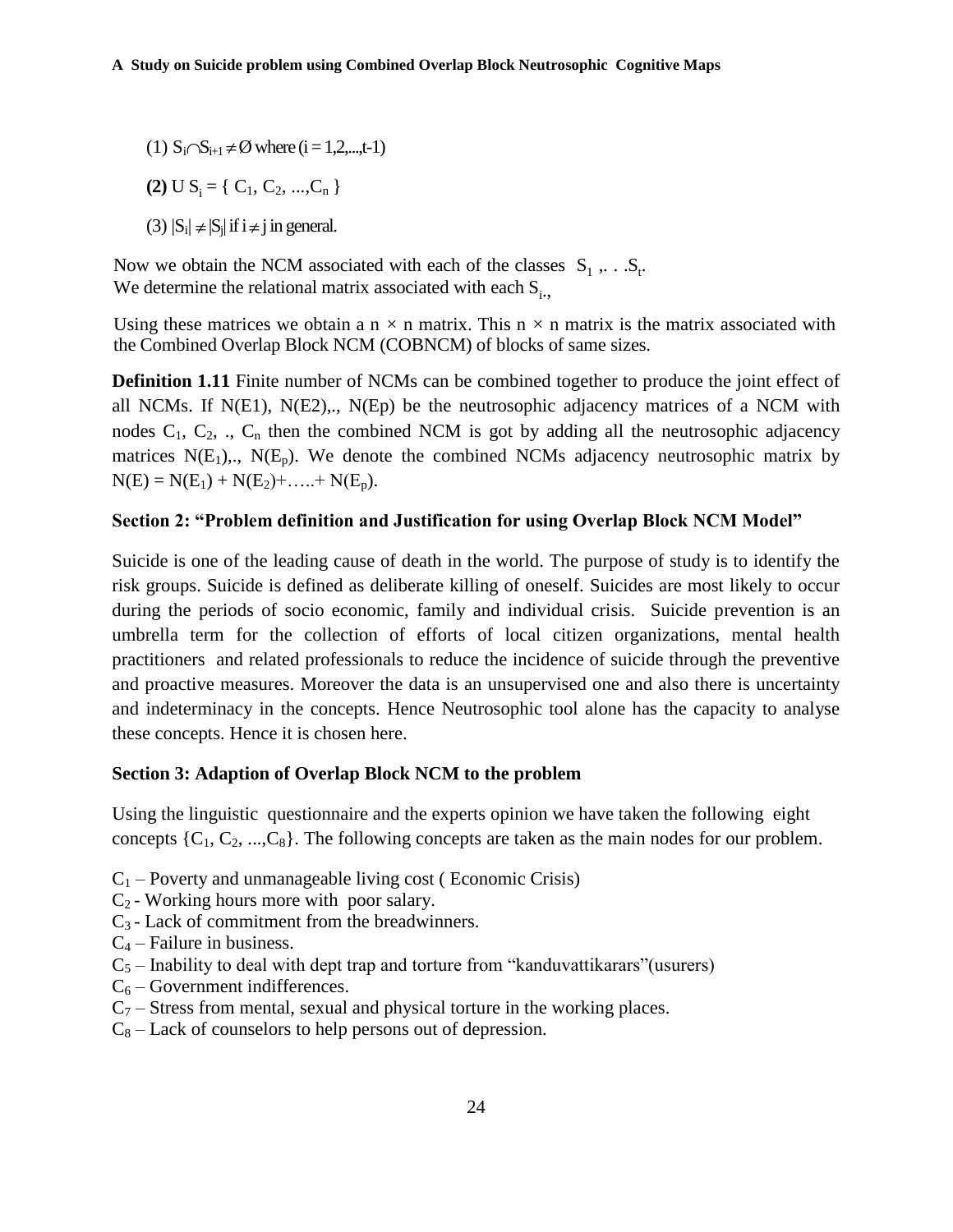(1) $S_i \cap S_{i+1} \neq \emptyset$ where $(i = 1,2,...,t-1)$

**(2)** $\cup S_i = \{ C_1, C_2, ..., C_n \}$

(3) $|S_i| \neq |S_j|$ if $i \neq j$ in general.

Now we obtain the NCM associated with each of the classes $S_1, \ldots S_t$.
We determine the relational matrix associated with each $S_i$.,

Using these matrices we obtain a $n \times n$ matrix. This $n \times n$ matrix is the matrix associated with the Combined Overlap Block NCM (COBNCM) of blocks of same sizes.

**Definition 1.11** Finite number of NCMs can be combined together to produce the joint effect of all NCMs. If N(E1), N(E2),., N(Ep) be the neutrosophic adjacency matrices of a NCM with nodes $C_1$, $C_2$, ., $C_n$ then the combined NCM is got by adding all the neutrosophic adjacency matrices $N(E_1)$,., $N(E_p)$. We denote the combined NCMs adjacency neutrosophic matrix by $N(E) = N(E_1) + N(E_2)+\ldots..+ N(E_p)$.

### Section 2: "Problem definition and Justification for using Overlap Block NCM Model"

Suicide is one of the leading cause of death in the world. The purpose of study is to identify the risk groups. Suicide is defined as deliberate killing of oneself. Suicides are most likely to occur during the periods of socio economic, family and individual crisis. Suicide prevention is an umbrella term for the collection of efforts of local citizen organizations, mental health practitioners and related professionals to reduce the incidence of suicide through the preventive and proactive measures. Moreover the data is an unsupervised one and also there is uncertainty and indeterminacy in the concepts. Hence Neutrosophic tool alone has the capacity to analyse these concepts. Hence it is chosen here.

### Section 3: Adaption of Overlap Block NCM to the problem

Using the linguistic questionnaire and the experts opinion we have taken the following eight concepts $\{C_1, C_2, ..., C_8\}$. The following concepts are taken as the main nodes for our problem.

$C_1$ – Poverty and unmanageable living cost ( Economic Crisis)
$C_2$ - Working hours more with poor salary.
$C_3$ - Lack of commitment from the breadwinners.
$C_4$ – Failure in business.
$C_5$ – Inability to deal with dept trap and torture from "kanduvattikarars"(usurers)
$C_6$ – Government indifferences.
$C_7$ – Stress from mental, sexual and physical torture in the working places.
$C_8$ – Lack of counselors to help persons out of depression.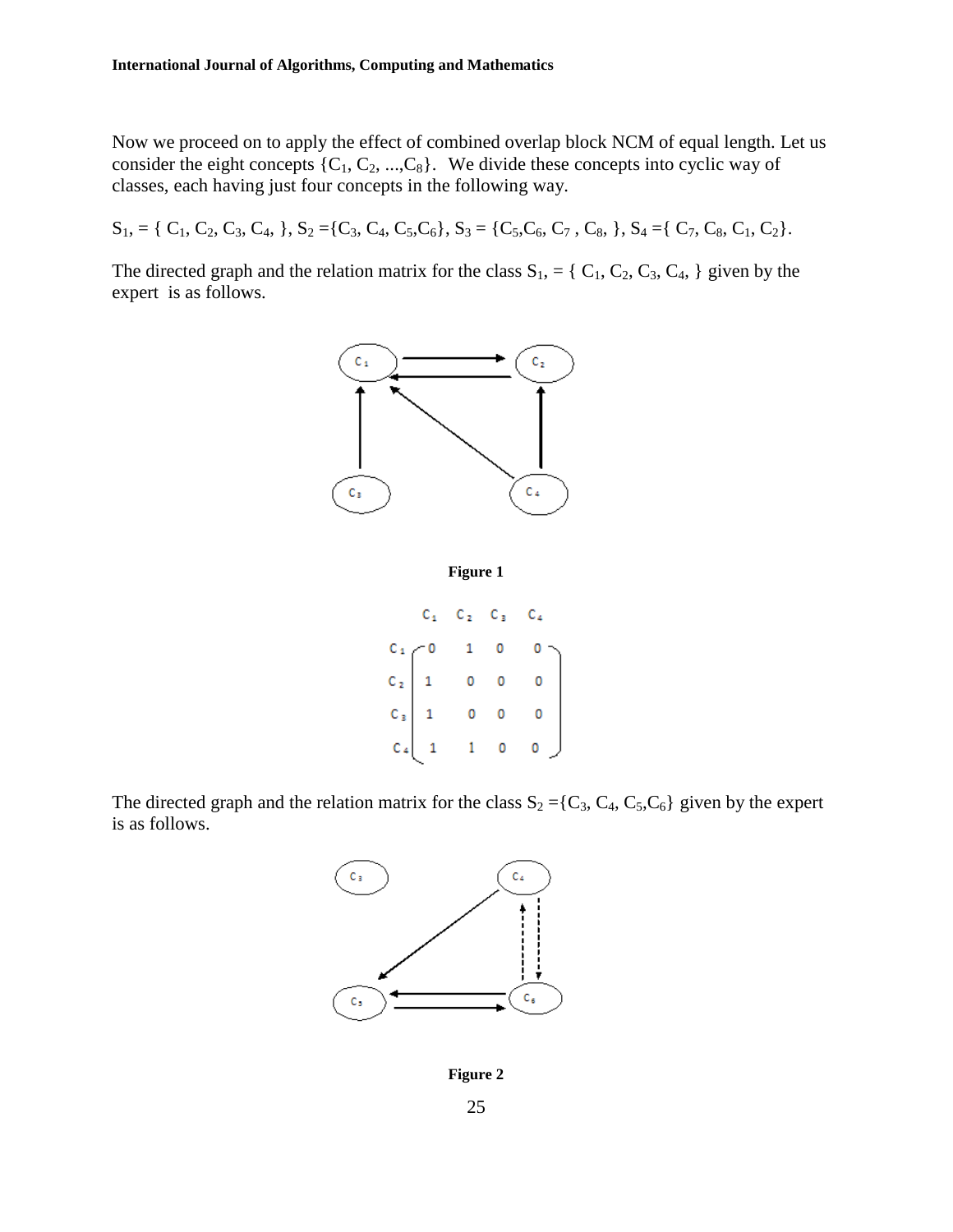Now we proceed on to apply the effect of combined overlap block NCM of equal length. Let us consider the eight concepts $\{C_1, C_2, ..., C_8\}$. We divide these concepts into cyclic way of classes, each having just four concepts in the following way.

$S_1, = \{ C_1, C_2, C_3, C_4, \}$, $S_2 = \{C_3, C_4, C_5, C_6\}$, $S_3 = \{C_5, C_6, C_7, C_8, \}$, $S_4 = \{ C_7, C_8, C_1, C_2\}$.

The directed graph and the relation matrix for the class $S_1, = \{ C_1, C_2, C_3, C_4, \}$ given by the expert is as follows.

**Figure 1**

$$
\begin{array}{c} \\ C_1 \\ C_2 \\ C_3 \\ C_4 \end{array}
\begin{array}{c} \begin{array}{cccc} C_1 & C_2 & C_3 & C_4 \end{array} \\
\left( \begin{array}{cccc} 0 & 1 & 0 & 0 \\ 1 & 0 & 0 & 0 \\ 1 & 0 & 0 & 0 \\ 1 & 1 & 0 & 0 \end{array} \right) \end{array}
$$

The directed graph and the relation matrix for the class $S_2 = \{C_3, C_4, C_5, C_6\}$ given by the expert is as follows.

**Figure 2**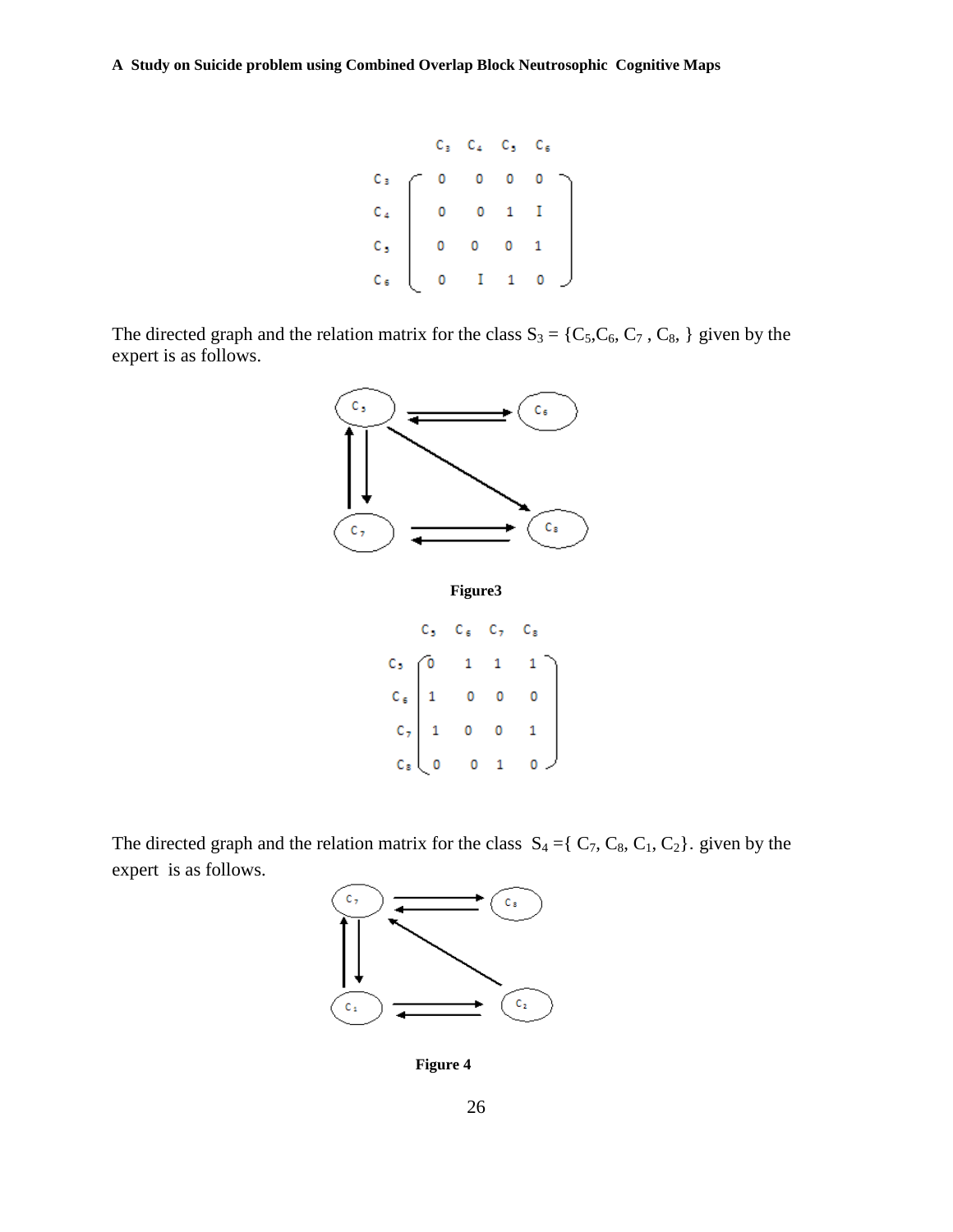$$
\begin{array}{c} \\ C_3 \\ C_4 \\ C_5 \\ C_6 \end{array}
\begin{array}{c}
\begin{array}{cccc} C_3 & C_4 & C_5 & C_6 \end{array} \\
\begin{pmatrix}
0 & 0 & 0 & 0 \\
0 & 0 & 1 & I \\
0 & 0 & 0 & 1 \\
0 & I & 1 & 0
\end{pmatrix}
\end{array}
$$

The directed graph and the relation matrix for the class $S_3 = \{C_5, C_6, C_7, C_8, \}$ given by the expert is as follows.

**Figure3**

$$
\begin{array}{c} \\ C_5 \\ C_6 \\ C_7 \\ C_8 \end{array}
\begin{array}{c}
\begin{array}{cccc} C_5 & C_6 & C_7 & C_8 \end{array} \\
\begin{pmatrix}
0 & 1 & 1 & 1 \\
1 & 0 & 0 & 0 \\
1 & 0 & 0 & 1 \\
0 & 0 & 1 & 0
\end{pmatrix}
\end{array}
$$

The directed graph and the relation matrix for the class $S_4 = \{C_7, C_8, C_1, C_2\}$. given by the expert is as follows.

**Figure 4**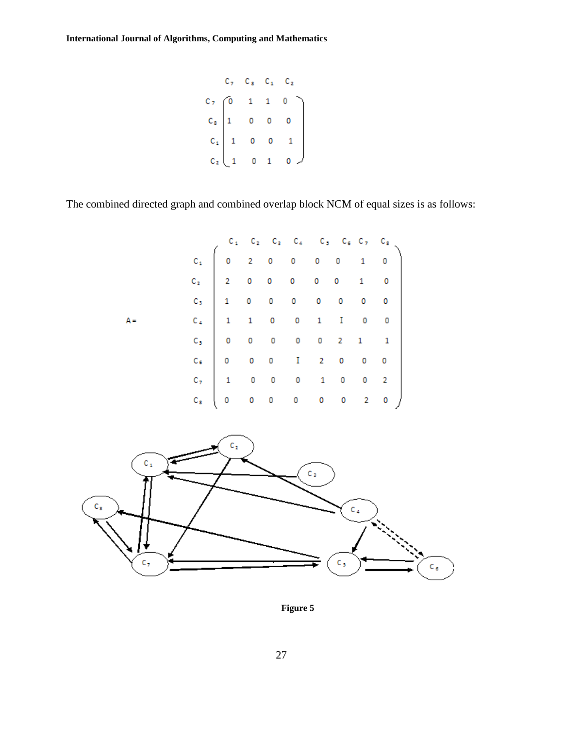$$
\begin{array}{c} \\ C_7 \\ C_8 \\ C_1 \\ C_2 \end{array}
\begin{array}{c}
\begin{array}{cccc} C_7 & C_8 & C_1 & C_2 \end{array} \\
\begin{pmatrix}
0 & 1 & 1 & 0 \\
1 & 0 & 0 & 0 \\
1 & 0 & 0 & 1 \\
1 & 0 & 1 & 0
\end{pmatrix}
\end{array}
$$

The combined directed graph and combined overlap block NCM of equal sizes is as follows:

$$
A = \begin{array}{c} \\ C_1 \\ C_2 \\ C_3 \\ C_4 \\ C_5 \\ C_6 \\ C_7 \\ C_8 \end{array}
\begin{array}{c}
\begin{array}{cccccccc} C_1 & C_2 & C_3 & C_4 & C_5 & C_6 & C_7 & C_8 \end{array} \\
\begin{pmatrix}
0 & 2 & 0 & 0 & 0 & 0 & 1 & 0 \\
2 & 0 & 0 & 0 & 0 & 0 & 1 & 0 \\
1 & 0 & 0 & 0 & 0 & 0 & 0 & 0 \\
1 & 1 & 0 & 0 & 1 & I & 0 & 0 \\
0 & 0 & 0 & 0 & 0 & 2 & 1 & 1 \\
0 & 0 & 0 & I & 2 & 0 & 0 & 0 \\
1 & 0 & 0 & 0 & 1 & 0 & 0 & 2 \\
0 & 0 & 0 & 0 & 0 & 0 & 2 & 0
\end{pmatrix}
\end{array}
$$

**Figure 5**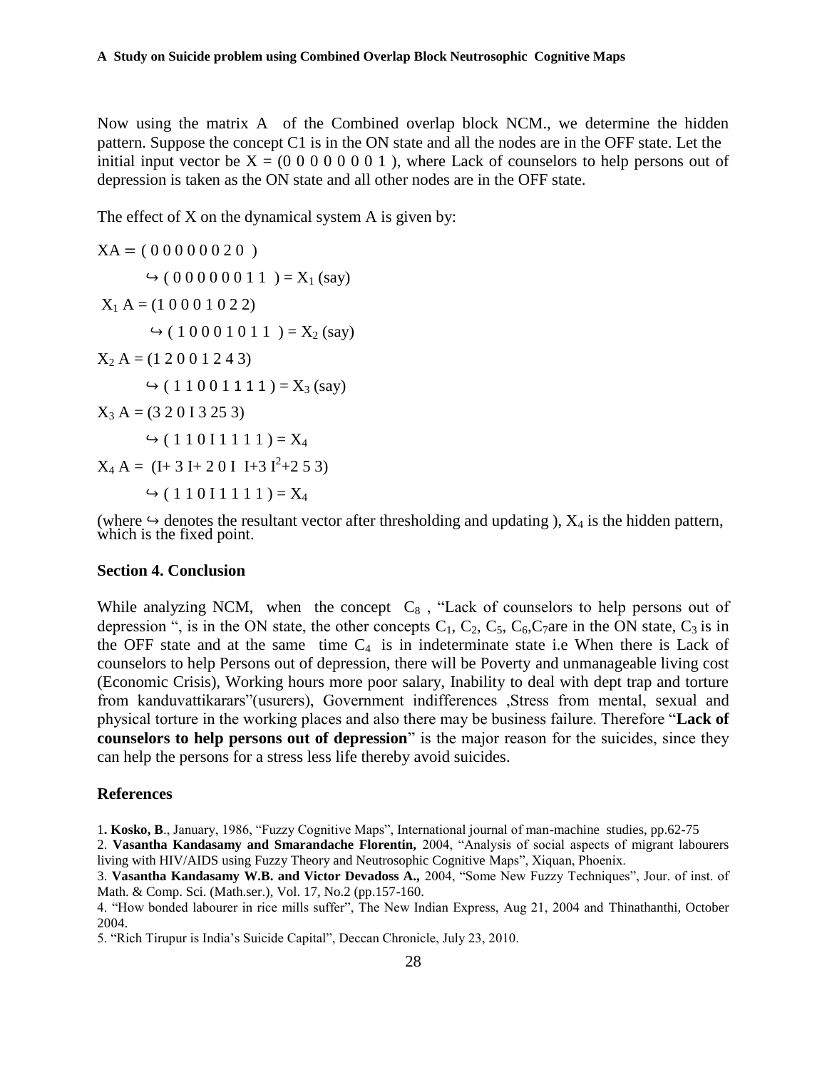Now using the matrix A of the Combined overlap block NCM., we determine the hidden pattern. Suppose the concept C1 is in the ON state and all the nodes are in the OFF state. Let the initial input vector be $X = (0\ 0\ 0\ 0\ 0\ 0\ 0\ 0\ 1)$, where Lack of counselors to help persons out of depression is taken as the ON state and all other nodes are in the OFF state.

The effect of X on the dynamical system A is given by:

$XA = (0\ 0\ 0\ 0\ 0\ 0\ 0\ 2\ 0)$

$\hookrightarrow (0\ 0\ 0\ 0\ 0\ 0\ 0\ 1\ 1) = X_1$ (say)

$X_1 A = (1\ 0\ 0\ 0\ 1\ 0\ 2\ 2)$

$\hookrightarrow (1\ 0\ 0\ 0\ 1\ 0\ 1\ 1) = X_2$ (say)

$X_2 A = (1\ 2\ 0\ 0\ 1\ 2\ 4\ 3)$

$\hookrightarrow (1\ 1\ 0\ 0\ 1\ 1\ 1\ 1) = X_3$ (say)

$X_3 A = (3\ 2\ 0\ I\ 3\ 25\ 3)$

$\hookrightarrow (1\ 1\ 0\ I\ 1\ 1\ 1\ 1) = X_4$

$X_4 A = (I+3\ \ I+2\ \ 0\ \ I\ \ I+3\ \ I^2+2\ \ 5\ \ 3)$

$\hookrightarrow (1\ 1\ 0\ I\ 1\ 1\ 1\ 1) = X_4$

(where $\hookrightarrow$ denotes the resultant vector after thresholding and updating ), $X_4$ is the hidden pattern, which is the fixed point.

### Section 4. Conclusion

While analyzing NCM, when the concept $C_8$ , "Lack of counselors to help persons out of depression ", is in the ON state, the other concepts $C_1$, $C_2$, $C_5$, $C_6$,$C_7$are in the ON state, $C_3$ is in the OFF state and at the same time $C_4$ is in indeterminate state i.e When there is Lack of counselors to help Persons out of depression, there will be Poverty and unmanageable living cost (Economic Crisis), Working hours more poor salary, Inability to deal with dept trap and torture from kanduvattikarars"(usurers), Government indifferences ,Stress from mental, sexual and physical torture in the working places and also there may be business failure. Therefore "**Lack of counselors to help persons out of depression**" is the major reason for the suicides, since they can help the persons for a stress less life thereby avoid suicides.

### References

1**. Kosko, B**., January, 1986, "Fuzzy Cognitive Maps", International journal of man-machine studies, pp.62-75

2. **Vasantha Kandasamy and Smarandache Florentin,** 2004, "Analysis of social aspects of migrant labourers living with HIV/AIDS using Fuzzy Theory and Neutrosophic Cognitive Maps", Xiquan, Phoenix.

3. **Vasantha Kandasamy W.B. and Victor Devadoss A.,** 2004, "Some New Fuzzy Techniques", Jour. of inst. of Math. & Comp. Sci. (Math.ser.), Vol. 17, No.2 (pp.157-160.

4. "How bonded labourer in rice mills suffer", The New Indian Express, Aug 21, 2004 and Thinathanthi, October 2004.

5. "Rich Tirupur is India's Suicide Capital", Deccan Chronicle, July 23, 2010.